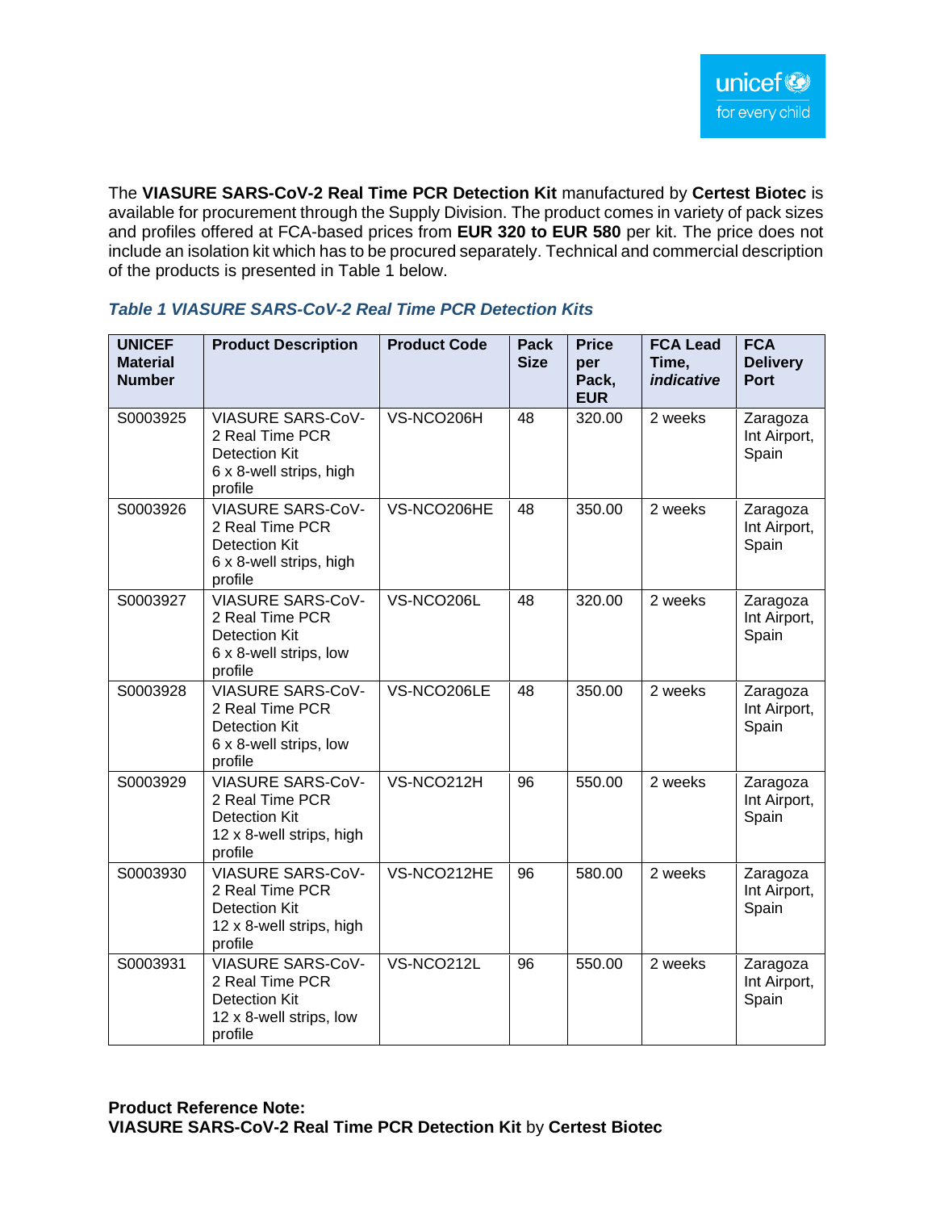The **VIASURE SARS-CoV-2 Real Time PCR Detection Kit** manufactured by **Certest Biotec** is available for procurement through the Supply Division. The product comes in variety of pack sizes and profiles offered at FCA-based prices from **EUR 320 to EUR 580** per kit. The price does not include an isolation kit which has to be procured separately. Technical and commercial description of the products is presented in Table 1 below.

***Table 1 VIASURE SARS-CoV-2 Real Time PCR Detection Kits***

| UNICEF Material Number | Product Description | Product Code | Pack Size | Price per Pack, EUR | FCA Lead Time, *indicative* | FCA Delivery Port |
|---|---|---|---|---|---|---|
| S0003925 | VIASURE SARS-CoV-2 Real Time PCR Detection Kit 6 x 8-well strips, high profile | VS-NCO206H | 48 | 320.00 | 2 weeks | Zaragoza Int Airport, Spain |
| S0003926 | VIASURE SARS-CoV-2 Real Time PCR Detection Kit 6 x 8-well strips, high profile | VS-NCO206HE | 48 | 350.00 | 2 weeks | Zaragoza Int Airport, Spain |
| S0003927 | VIASURE SARS-CoV-2 Real Time PCR Detection Kit 6 x 8-well strips, low profile | VS-NCO206L | 48 | 320.00 | 2 weeks | Zaragoza Int Airport, Spain |
| S0003928 | VIASURE SARS-CoV-2 Real Time PCR Detection Kit 6 x 8-well strips, low profile | VS-NCO206LE | 48 | 350.00 | 2 weeks | Zaragoza Int Airport, Spain |
| S0003929 | VIASURE SARS-CoV-2 Real Time PCR Detection Kit 12 x 8-well strips, high profile | VS-NCO212H | 96 | 550.00 | 2 weeks | Zaragoza Int Airport, Spain |
| S0003930 | VIASURE SARS-CoV-2 Real Time PCR Detection Kit 12 x 8-well strips, high profile | VS-NCO212HE | 96 | 580.00 | 2 weeks | Zaragoza Int Airport, Spain |
| S0003931 | VIASURE SARS-CoV-2 Real Time PCR Detection Kit 12 x 8-well strips, low profile | VS-NCO212L | 96 | 550.00 | 2 weeks | Zaragoza Int Airport, Spain |

**Product Reference Note:**
**VIASURE SARS-CoV-2 Real Time PCR Detection Kit** by **Certest Biotec**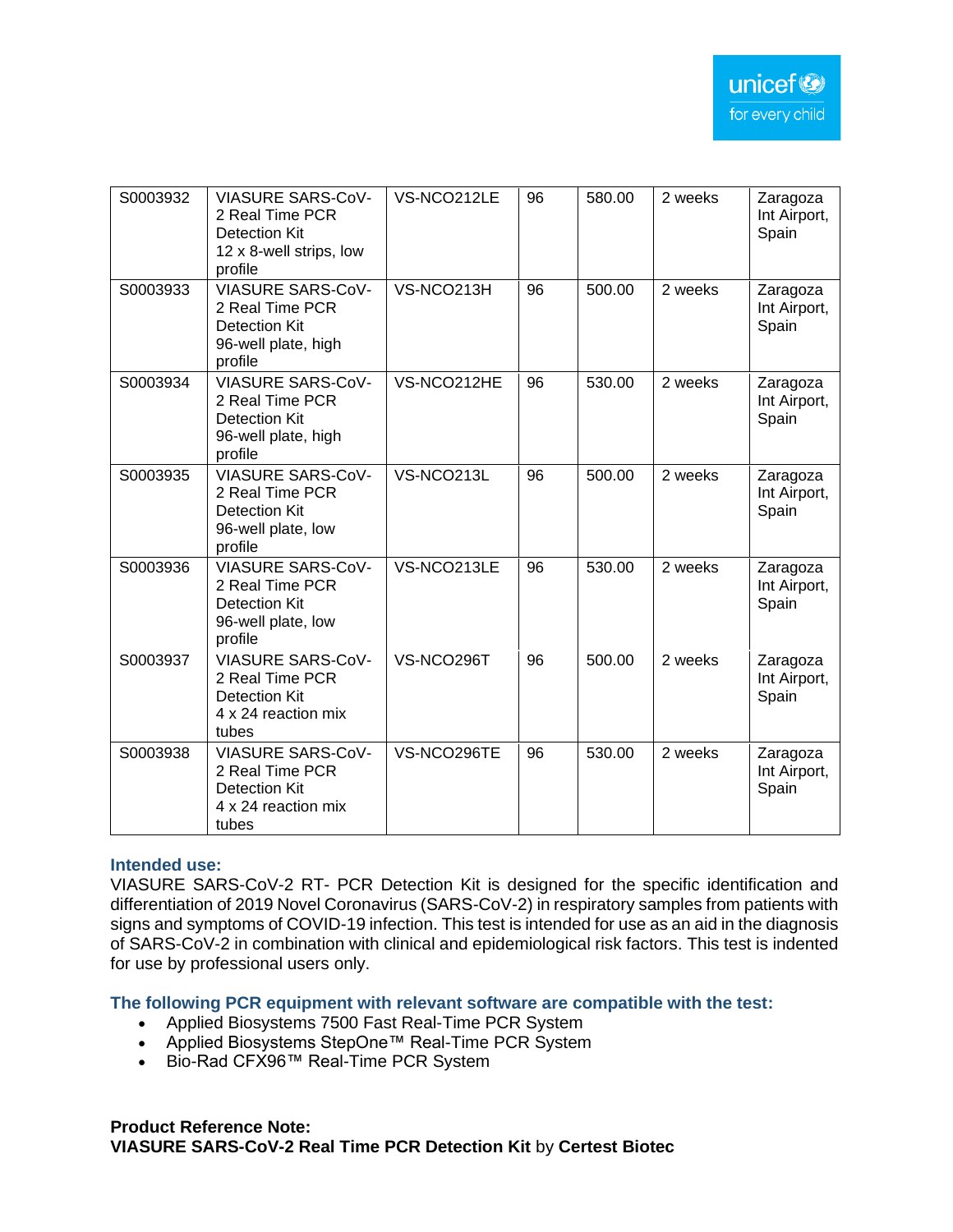| S0003932 | VIASURE SARS-CoV-2 Real Time PCR Detection Kit 12 x 8-well strips, low profile | VS-NCO212LE | 96 | 580.00 | 2 weeks | Zaragoza Int Airport, Spain |
|---|---|---|---|---|---|---|
| S0003933 | VIASURE SARS-CoV-2 Real Time PCR Detection Kit 96-well plate, high profile | VS-NCO213H | 96 | 500.00 | 2 weeks | Zaragoza Int Airport, Spain |
| S0003934 | VIASURE SARS-CoV-2 Real Time PCR Detection Kit 96-well plate, high profile | VS-NCO212HE | 96 | 530.00 | 2 weeks | Zaragoza Int Airport, Spain |
| S0003935 | VIASURE SARS-CoV-2 Real Time PCR Detection Kit 96-well plate, low profile | VS-NCO213L | 96 | 500.00 | 2 weeks | Zaragoza Int Airport, Spain |
| S0003936 | VIASURE SARS-CoV-2 Real Time PCR Detection Kit 96-well plate, low profile | VS-NCO213LE | 96 | 530.00 | 2 weeks | Zaragoza Int Airport, Spain |
| S0003937 | VIASURE SARS-CoV-2 Real Time PCR Detection Kit 4 x 24 reaction mix tubes | VS-NCO296T | 96 | 500.00 | 2 weeks | Zaragoza Int Airport, Spain |
| S0003938 | VIASURE SARS-CoV-2 Real Time PCR Detection Kit 4 x 24 reaction mix tubes | VS-NCO296TE | 96 | 530.00 | 2 weeks | Zaragoza Int Airport, Spain |

**Intended use:**

VIASURE SARS-CoV-2 RT- PCR Detection Kit is designed for the specific identification and differentiation of 2019 Novel Coronavirus (SARS-CoV-2) in respiratory samples from patients with signs and symptoms of COVID-19 infection. This test is intended for use as an aid in the diagnosis of SARS-CoV-2 in combination with clinical and epidemiological risk factors. This test is indented for use by professional users only.

**The following PCR equipment with relevant software are compatible with the test:**

- Applied Biosystems 7500 Fast Real-Time PCR System
- Applied Biosystems StepOne™ Real-Time PCR System
- Bio-Rad CFX96™ Real-Time PCR System

**Product Reference Note:**
**VIASURE SARS-CoV-2 Real Time PCR Detection Kit** by **Certest Biotec**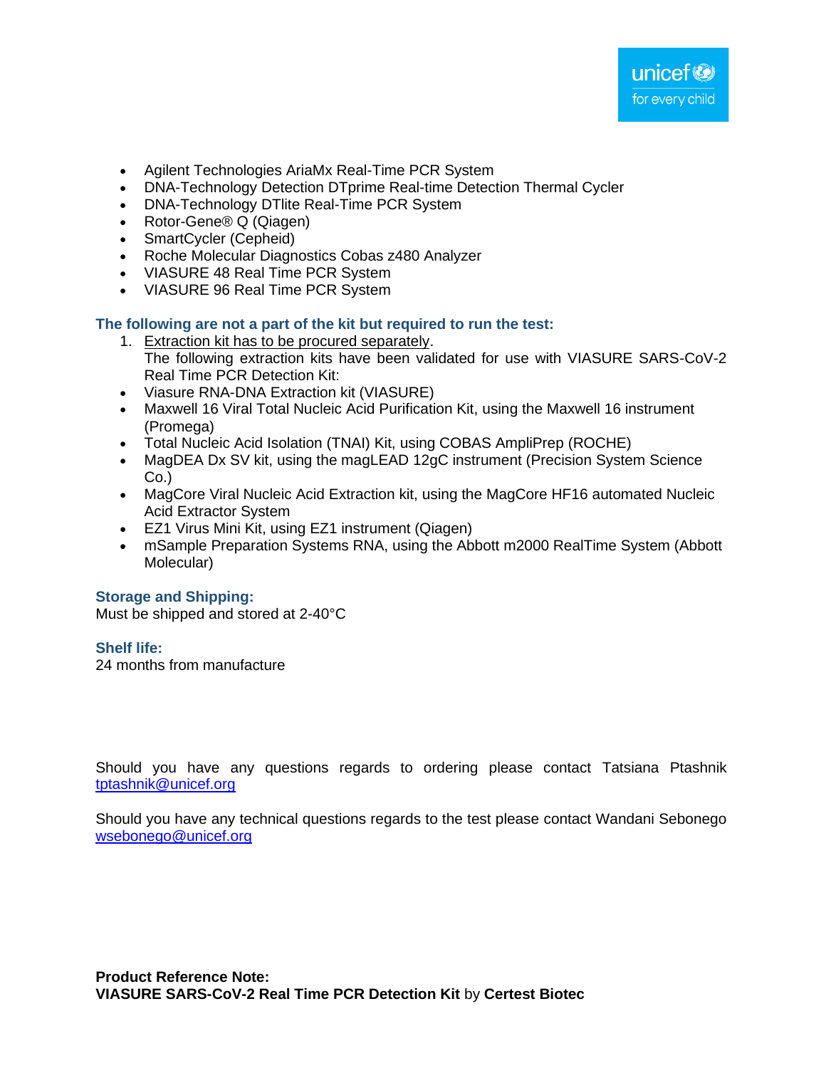- Agilent Technologies AriaMx Real-Time PCR System
- DNA-Technology Detection DTprime Real-time Detection Thermal Cycler
- DNA-Technology DTlite Real-Time PCR System
- Rotor-Gene® Q (Qiagen)
- SmartCycler (Cepheid)
- Roche Molecular Diagnostics Cobas z480 Analyzer
- VIASURE 48 Real Time PCR System
- VIASURE 96 Real Time PCR System

**The following are not a part of the kit but required to run the test:**

1. Extraction kit has to be procured separately.
   The following extraction kits have been validated for use with VIASURE SARS-CoV-2 Real Time PCR Detection Kit:

- Viasure RNA-DNA Extraction kit (VIASURE)
- Maxwell 16 Viral Total Nucleic Acid Purification Kit, using the Maxwell 16 instrument (Promega)
- Total Nucleic Acid Isolation (TNAI) Kit, using COBAS AmpliPrep (ROCHE)
- MagDEA Dx SV kit, using the magLEAD 12gC instrument (Precision System Science Co.)
- MagCore Viral Nucleic Acid Extraction kit, using the MagCore HF16 automated Nucleic Acid Extractor System
- EZ1 Virus Mini Kit, using EZ1 instrument (Qiagen)
- mSample Preparation Systems RNA, using the Abbott m2000 RealTime System (Abbott Molecular)

**Storage and Shipping:**
Must be shipped and stored at 2-40°C

**Shelf life:**
24 months from manufacture

Should you have any questions regards to ordering please contact Tatsiana Ptashnik tptashnik@unicef.org

Should you have any technical questions regards to the test please contact Wandani Sebonego wsebonego@unicef.org

**Product Reference Note:**
**VIASURE SARS-CoV-2 Real Time PCR Detection Kit** by **Certest Biotec**